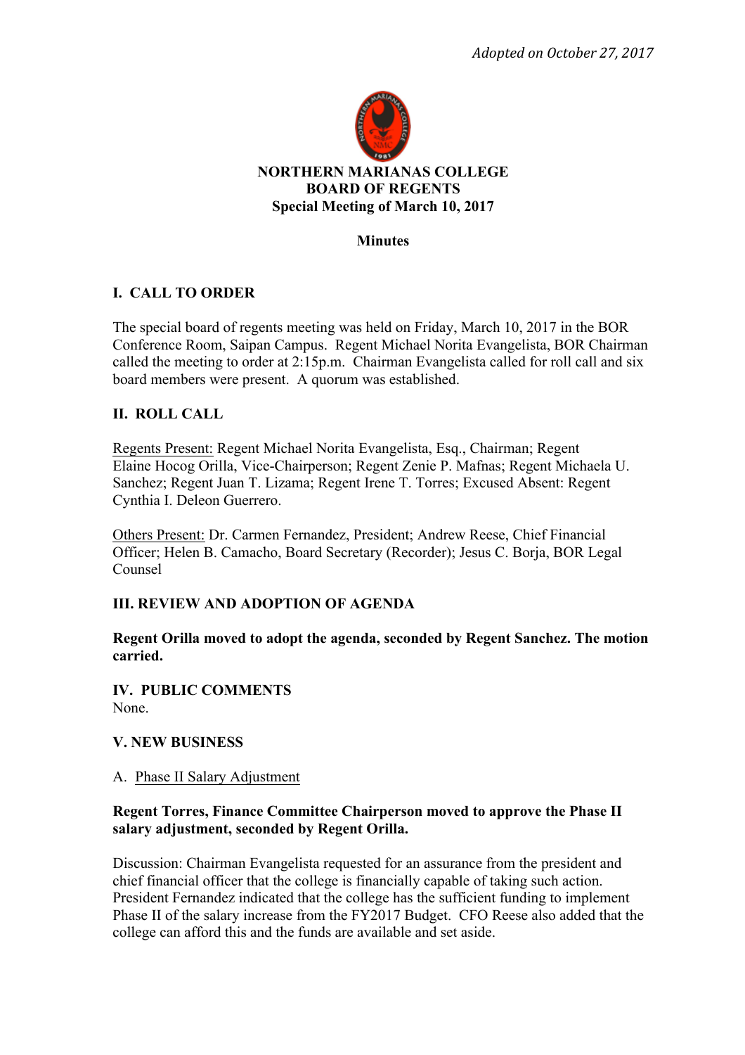*Adopted on October 27, 2017*

**NORTHERN MARIANAS COLLEGE**
**BOARD OF REGENTS**
**Special Meeting of March 10, 2017**

**Minutes**

## I. CALL TO ORDER

The special board of regents meeting was held on Friday, March 10, 2017 in the BOR Conference Room, Saipan Campus. Regent Michael Norita Evangelista, BOR Chairman called the meeting to order at 2:15p.m. Chairman Evangelista called for roll call and six board members were present. A quorum was established.

## II. ROLL CALL

Regents Present: Regent Michael Norita Evangelista, Esq., Chairman; Regent Elaine Hocog Orilla, Vice-Chairperson; Regent Zenie P. Mafnas; Regent Michaela U. Sanchez; Regent Juan T. Lizama; Regent Irene T. Torres; Excused Absent: Regent Cynthia I. Deleon Guerrero.

Others Present: Dr. Carmen Fernandez, President; Andrew Reese, Chief Financial Officer; Helen B. Camacho, Board Secretary (Recorder); Jesus C. Borja, BOR Legal Counsel

## III. REVIEW AND ADOPTION OF AGENDA

**Regent Orilla moved to adopt the agenda, seconded by Regent Sanchez. The motion carried.**

## IV. PUBLIC COMMENTS

None.

## V. NEW BUSINESS

A. Phase II Salary Adjustment

**Regent Torres, Finance Committee Chairperson moved to approve the Phase II salary adjustment, seconded by Regent Orilla.**

Discussion: Chairman Evangelista requested for an assurance from the president and chief financial officer that the college is financially capable of taking such action. President Fernandez indicated that the college has the sufficient funding to implement Phase II of the salary increase from the FY2017 Budget. CFO Reese also added that the college can afford this and the funds are available and set aside.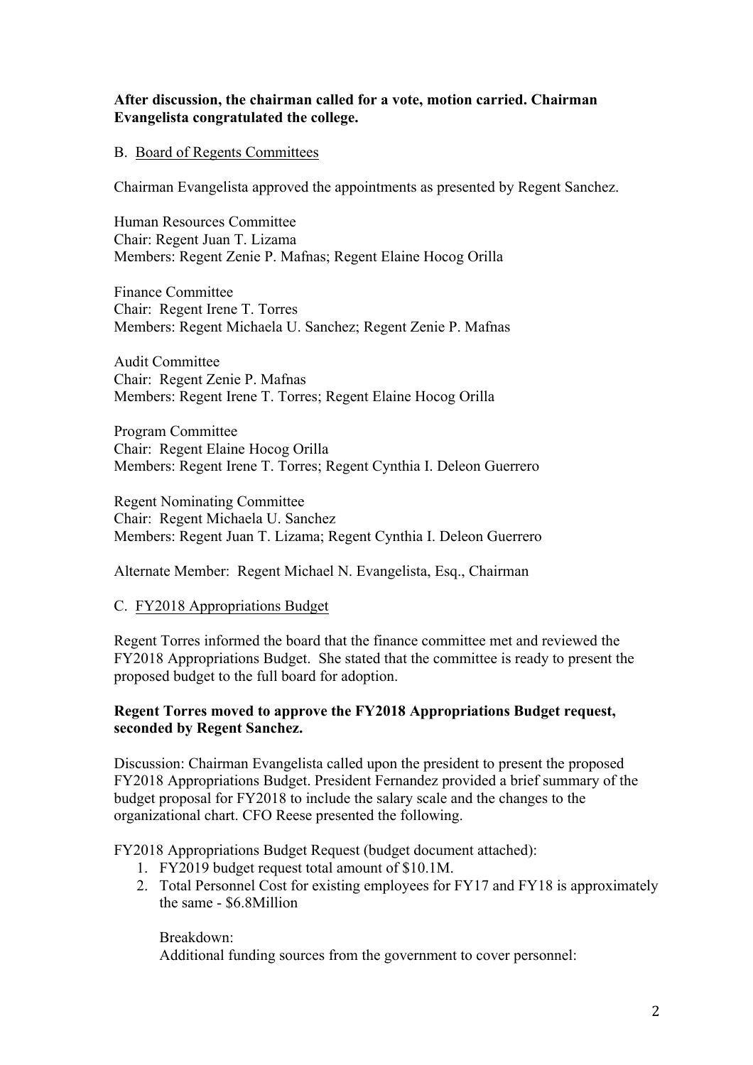**After discussion, the chairman called for a vote, motion carried. Chairman Evangelista congratulated the college.**

B. Board of Regents Committees

Chairman Evangelista approved the appointments as presented by Regent Sanchez.

Human Resources Committee
Chair: Regent Juan T. Lizama
Members: Regent Zenie P. Mafnas; Regent Elaine Hocog Orilla

Finance Committee
Chair: Regent Irene T. Torres
Members: Regent Michaela U. Sanchez; Regent Zenie P. Mafnas

Audit Committee
Chair: Regent Zenie P. Mafnas
Members: Regent Irene T. Torres; Regent Elaine Hocog Orilla

Program Committee
Chair: Regent Elaine Hocog Orilla
Members: Regent Irene T. Torres; Regent Cynthia I. Deleon Guerrero

Regent Nominating Committee
Chair: Regent Michaela U. Sanchez
Members: Regent Juan T. Lizama; Regent Cynthia I. Deleon Guerrero

Alternate Member: Regent Michael N. Evangelista, Esq., Chairman

C. FY2018 Appropriations Budget

Regent Torres informed the board that the finance committee met and reviewed the FY2018 Appropriations Budget. She stated that the committee is ready to present the proposed budget to the full board for adoption.

**Regent Torres moved to approve the FY2018 Appropriations Budget request, seconded by Regent Sanchez.**

Discussion: Chairman Evangelista called upon the president to present the proposed FY2018 Appropriations Budget. President Fernandez provided a brief summary of the budget proposal for FY2018 to include the salary scale and the changes to the organizational chart. CFO Reese presented the following.

FY2018 Appropriations Budget Request (budget document attached):

1. FY2019 budget request total amount of $10.1M.
2. Total Personnel Cost for existing employees for FY17 and FY18 is approximately the same - $6.8Million

   Breakdown:
   Additional funding sources from the government to cover personnel: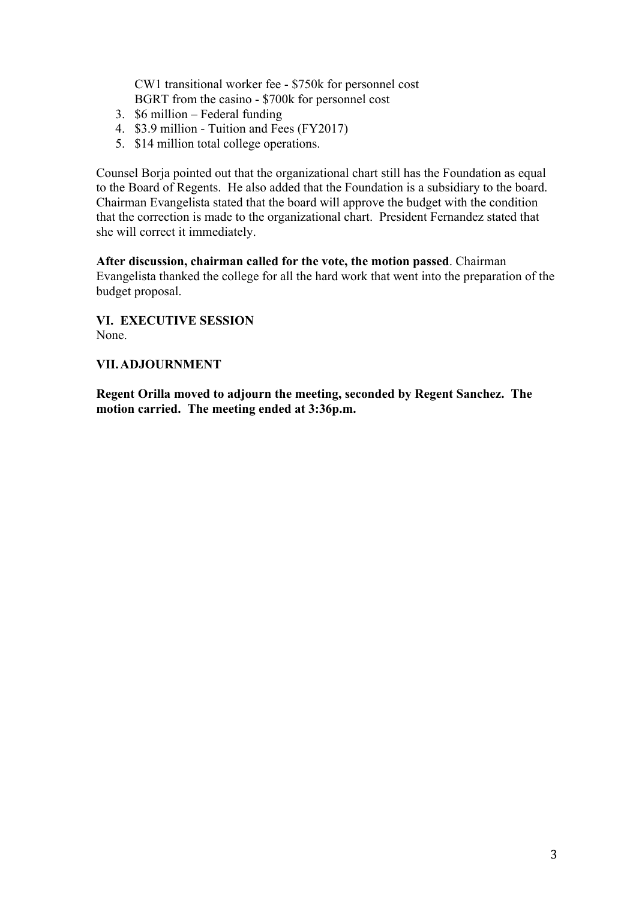CW1 transitional worker fee - $750k for personnel cost
BGRT from the casino - $700k for personnel cost

3. $6 million – Federal funding
4. $3.9 million - Tuition and Fees (FY2017)
5. $14 million total college operations.

Counsel Borja pointed out that the organizational chart still has the Foundation as equal to the Board of Regents. He also added that the Foundation is a subsidiary to the board. Chairman Evangelista stated that the board will approve the budget with the condition that the correction is made to the organizational chart. President Fernandez stated that she will correct it immediately.

**After discussion, chairman called for the vote, the motion passed**. Chairman Evangelista thanked the college for all the hard work that went into the preparation of the budget proposal.

**VI. EXECUTIVE SESSION**

None.

**VII. ADJOURNMENT**

**Regent Orilla moved to adjourn the meeting, seconded by Regent Sanchez. The motion carried. The meeting ended at 3:36p.m.**